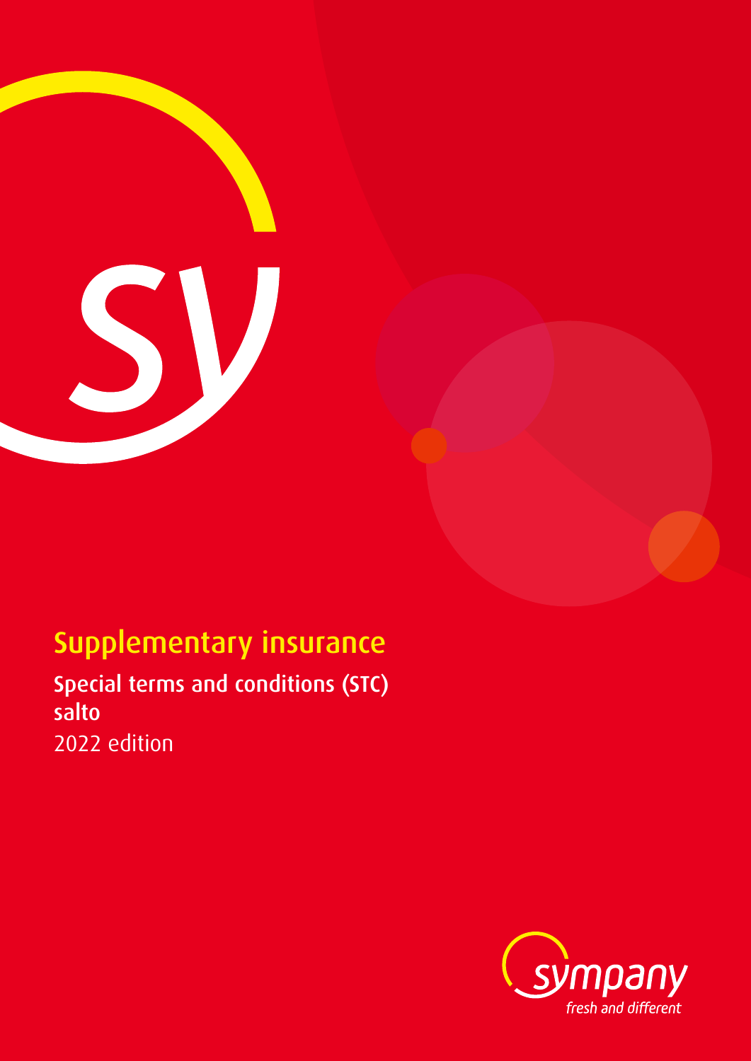# Supplementary insurance

## Special terms and conditions (STC)
**salto**

2022 edition

sympany
*fresh and different*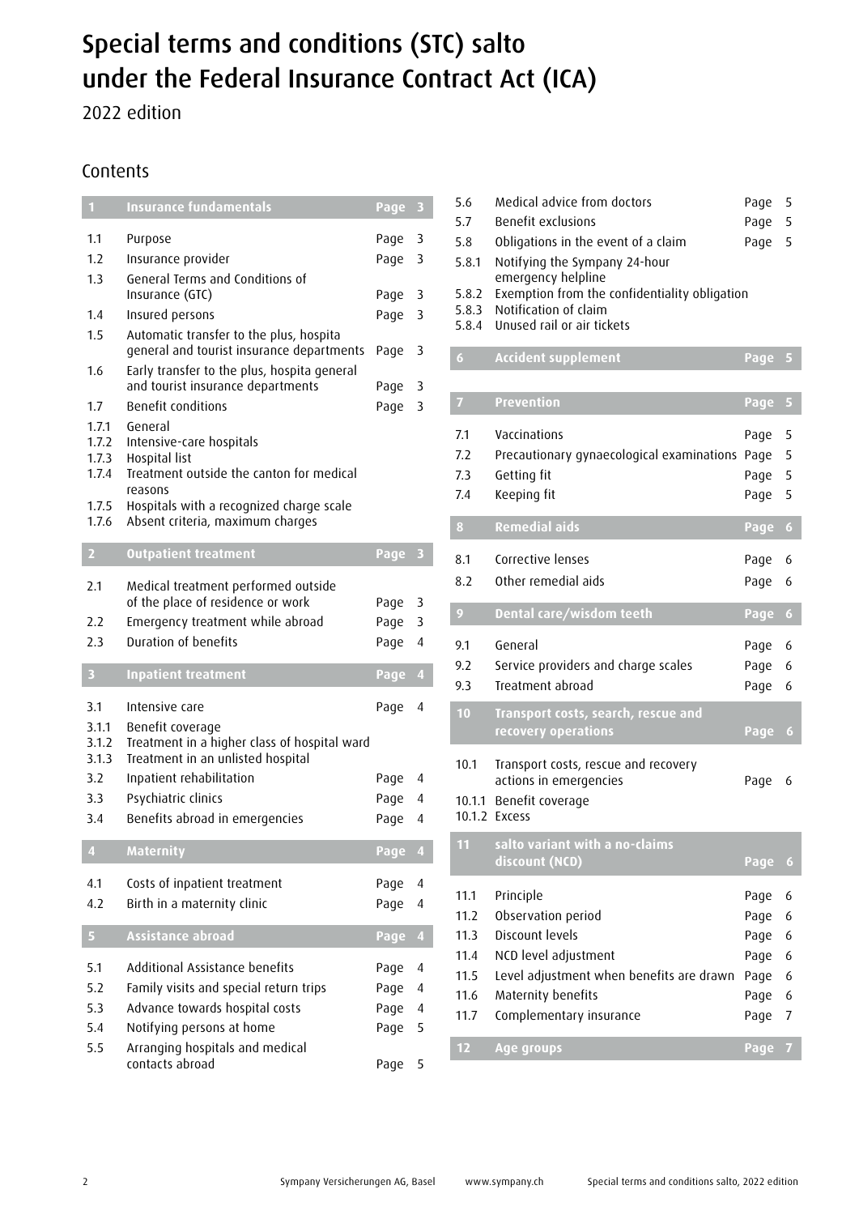# Special terms and conditions (STC) salto under the Federal Insurance Contract Act (ICA)

2022 edition

## Contents

| | | |
|---|---|---|
| **1** | **Insurance fundamentals** | **Page 3** |
| 1.1 | Purpose | Page 3 |
| 1.2 | Insurance provider | Page 3 |
| 1.3 | General Terms and Conditions of Insurance (GTC) | Page 3 |
| 1.4 | Insured persons | Page 3 |
| 1.5 | Automatic transfer to the plus, hospita general and tourist insurance departments | Page 3 |
| 1.6 | Early transfer to the plus, hospita general and tourist insurance departments | Page 3 |
| 1.7 | Benefit conditions | Page 3 |
| 1.7.1 | General | |
| 1.7.2 | Intensive-care hospitals | |
| 1.7.3 | Hospital list | |
| 1.7.4 | Treatment outside the canton for medical reasons | |
| 1.7.5 | Hospitals with a recognized charge scale | |
| 1.7.6 | Absent criteria, maximum charges | |
| **2** | **Outpatient treatment** | **Page 3** |
| 2.1 | Medical treatment performed outside of the place of residence or work | Page 3 |
| 2.2 | Emergency treatment while abroad | Page 3 |
| 2.3 | Duration of benefits | Page 4 |
| **3** | **Inpatient treatment** | **Page 4** |
| 3.1 | Intensive care | Page 4 |
| 3.1.1 | Benefit coverage | |
| 3.1.2 | Treatment in a higher class of hospital ward | |
| 3.1.3 | Treatment in an unlisted hospital | |
| 3.2 | Inpatient rehabilitation | Page 4 |
| 3.3 | Psychiatric clinics | Page 4 |
| 3.4 | Benefits abroad in emergencies | Page 4 |
| **4** | **Maternity** | **Page 4** |
| 4.1 | Costs of inpatient treatment | Page 4 |
| 4.2 | Birth in a maternity clinic | Page 4 |
| **5** | **Assistance abroad** | **Page 4** |
| 5.1 | Additional Assistance benefits | Page 4 |
| 5.2 | Family visits and special return trips | Page 4 |
| 5.3 | Advance towards hospital costs | Page 4 |
| 5.4 | Notifying persons at home | Page 5 |
| 5.5 | Arranging hospitals and medical contacts abroad | Page 5 |
| 5.6 | Medical advice from doctors | Page 5 |
| 5.7 | Benefit exclusions | Page 5 |
| 5.8 | Obligations in the event of a claim | Page 5 |
| 5.8.1 | Notifying the Sympany 24-hour emergency helpline | |
| 5.8.2 | Exemption from the confidentiality obligation | |
| 5.8.3 | Notification of claim | |
| 5.8.4 | Unused rail or air tickets | |
| **6** | **Accident supplement** | **Page 5** |
| **7** | **Prevention** | **Page 5** |
| 7.1 | Vaccinations | Page 5 |
| 7.2 | Precautionary gynaecological examinations | Page 5 |
| 7.3 | Getting fit | Page 5 |
| 7.4 | Keeping fit | Page 5 |
| **8** | **Remedial aids** | **Page 6** |
| 8.1 | Corrective lenses | Page 6 |
| 8.2 | Other remedial aids | Page 6 |
| **9** | **Dental care/wisdom teeth** | **Page 6** |
| 9.1 | General | Page 6 |
| 9.2 | Service providers and charge scales | Page 6 |
| 9.3 | Treatment abroad | Page 6 |
| **10** | **Transport costs, search, rescue and recovery operations** | **Page 6** |
| 10.1 | Transport costs, rescue and recovery actions in emergencies | Page 6 |
| 10.1.1 | Benefit coverage | |
| 10.1.2 | Excess | |
| **11** | **salto variant with a no-claims discount (NCD)** | **Page 6** |
| 11.1 | Principle | Page 6 |
| 11.2 | Observation period | Page 6 |
| 11.3 | Discount levels | Page 6 |
| 11.4 | NCD level adjustment | Page 6 |
| 11.5 | Level adjustment when benefits are drawn | Page 6 |
| 11.6 | Maternity benefits | Page 6 |
| 11.7 | Complementary insurance | Page 7 |
| **12** | **Age groups** | **Page 7** |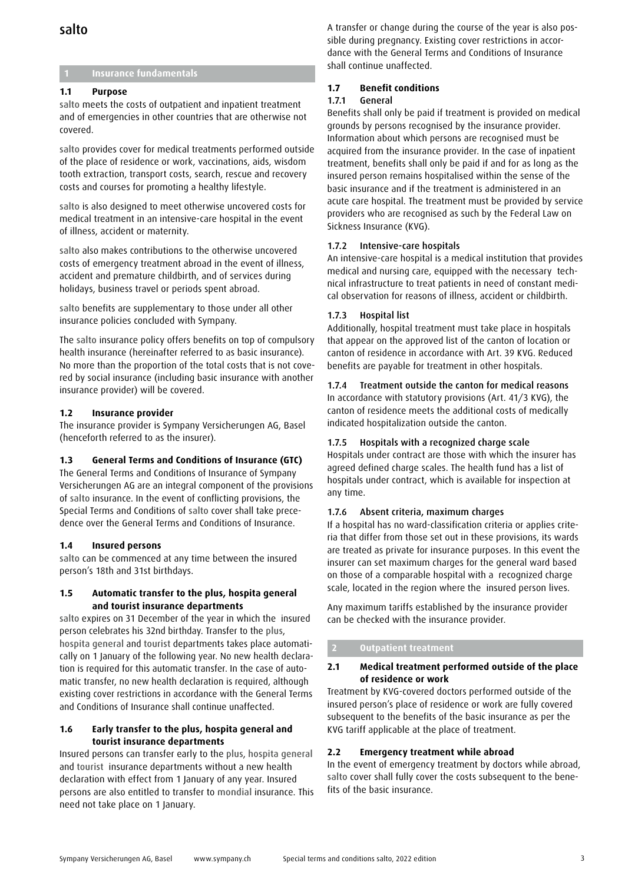# salto

## 1 Insurance fundamentals

### 1.1 Purpose

salto meets the costs of outpatient and inpatient treatment and of emergencies in other countries that are otherwise not covered.

salto provides cover for medical treatments performed outside of the place of residence or work, vaccinations, aids, wisdom tooth extraction, transport costs, search, rescue and recovery costs and courses for promoting a healthy lifestyle.

salto is also designed to meet otherwise uncovered costs for medical treatment in an intensive-care hospital in the event of illness, accident or maternity.

salto also makes contributions to the otherwise uncovered costs of emergency treatment abroad in the event of illness, accident and premature childbirth, and of services during holidays, business travel or periods spent abroad.

salto benefits are supplementary to those under all other insurance policies concluded with Sympany.

The salto insurance policy offers benefits on top of compulsory health insurance (hereinafter referred to as basic insurance). No more than the proportion of the total costs that is not covered by social insurance (including basic insurance with another insurance provider) will be covered.

### 1.2 Insurance provider

The insurance provider is Sympany Versicherungen AG, Basel (henceforth referred to as the insurer).

### 1.3 General Terms and Conditions of Insurance (GTC)

The General Terms and Conditions of Insurance of Sympany Versicherungen AG are an integral component of the provisions of salto insurance. In the event of conflicting provisions, the Special Terms and Conditions of salto cover shall take precedence over the General Terms and Conditions of Insurance.

### 1.4 Insured persons

salto can be commenced at any time between the insured person's 18th and 31st birthdays.

### 1.5 Automatic transfer to the plus, hospita general and tourist insurance departments

salto expires on 31 December of the year in which the insured person celebrates his 32nd birthday. Transfer to the plus, hospita general and tourist departments takes place automatically on 1 January of the following year. No new health declaration is required for this automatic transfer. In the case of automatic transfer, no new health declaration is required, although existing cover restrictions in accordance with the General Terms and Conditions of Insurance shall continue unaffected.

### 1.6 Early transfer to the plus, hospita general and tourist insurance departments

Insured persons can transfer early to the plus, hospita general and tourist insurance departments without a new health declaration with effect from 1 January of any year. Insured persons are also entitled to transfer to mondial insurance. This need not take place on 1 January.

A transfer or change during the course of the year is also possible during pregnancy. Existing cover restrictions in accordance with the General Terms and Conditions of Insurance shall continue unaffected.

### 1.7 Benefit conditions

#### 1.7.1 General

Benefits shall only be paid if treatment is provided on medical grounds by persons recognised by the insurance provider. Information about which persons are recognised must be acquired from the insurance provider. In the case of inpatient treatment, benefits shall only be paid if and for as long as the insured person remains hospitalised within the sense of the basic insurance and if the treatment is administered in an acute care hospital. The treatment must be provided by service providers who are recognised as such by the Federal Law on Sickness Insurance (KVG).

#### 1.7.2 Intensive-care hospitals

An intensive-care hospital is a medical institution that provides medical and nursing care, equipped with the necessary technical infrastructure to treat patients in need of constant medical observation for reasons of illness, accident or childbirth.

#### 1.7.3 Hospital list

Additionally, hospital treatment must take place in hospitals that appear on the approved list of the canton of location or canton of residence in accordance with Art. 39 KVG. Reduced benefits are payable for treatment in other hospitals.

#### 1.7.4 Treatment outside the canton for medical reasons

In accordance with statutory provisions (Art. 41/3 KVG), the canton of residence meets the additional costs of medically indicated hospitalization outside the canton.

#### 1.7.5 Hospitals with a recognized charge scale

Hospitals under contract are those with which the insurer has agreed defined charge scales. The health fund has a list of hospitals under contract, which is available for inspection at any time.

#### 1.7.6 Absent criteria, maximum charges

If a hospital has no ward-classification criteria or applies criteria that differ from those set out in these provisions, its wards are treated as private for insurance purposes. In this event the insurer can set maximum charges for the general ward based on those of a comparable hospital with a recognized charge scale, located in the region where the insured person lives.

Any maximum tariffs established by the insurance provider can be checked with the insurance provider.

## 2 Outpatient treatment

### 2.1 Medical treatment performed outside of the place of residence or work

Treatment by KVG-covered doctors performed outside of the insured person's place of residence or work are fully covered subsequent to the benefits of the basic insurance as per the KVG tariff applicable at the place of treatment.

### 2.2 Emergency treatment while abroad

In the event of emergency treatment by doctors while abroad, salto cover shall fully cover the costs subsequent to the benefits of the basic insurance.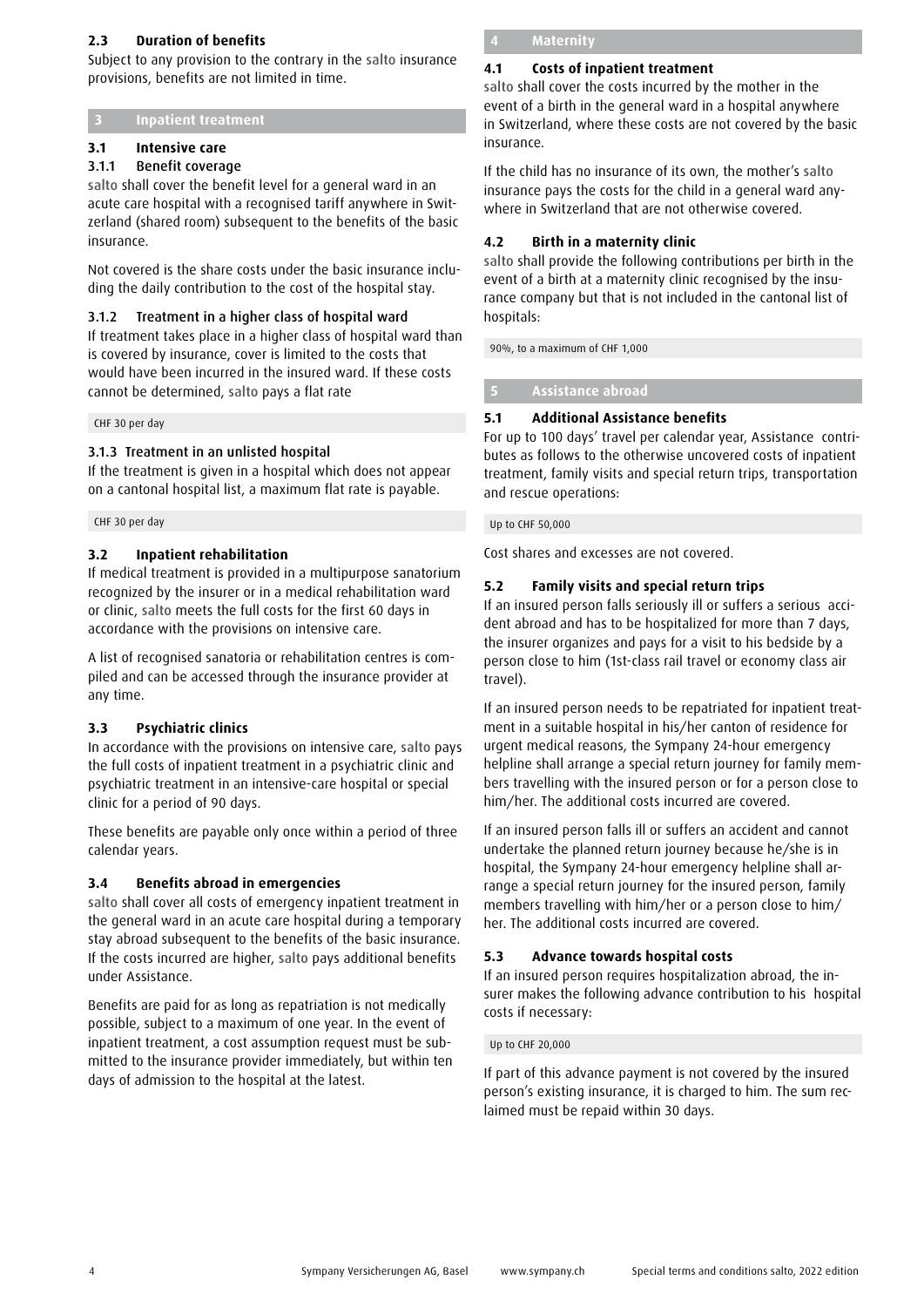### 2.3 Duration of benefits

Subject to any provision to the contrary in the salto insurance provisions, benefits are not limited in time.

## 3 Inpatient treatment

### 3.1 Intensive care

#### 3.1.1 Benefit coverage

salto shall cover the benefit level for a general ward in an acute care hospital with a recognised tariff anywhere in Switzerland (shared room) subsequent to the benefits of the basic insurance.

Not covered is the share costs under the basic insurance including the daily contribution to the cost of the hospital stay.

#### 3.1.2 Treatment in a higher class of hospital ward

If treatment takes place in a higher class of hospital ward than is covered by insurance, cover is limited to the costs that would have been incurred in the insured ward. If these costs cannot be determined, salto pays a flat rate

CHF 30 per day

#### 3.1.3 Treatment in an unlisted hospital

If the treatment is given in a hospital which does not appear on a cantonal hospital list, a maximum flat rate is payable.

CHF 30 per day

### 3.2 Inpatient rehabilitation

If medical treatment is provided in a multipurpose sanatorium recognized by the insurer or in a medical rehabilitation ward or clinic, salto meets the full costs for the first 60 days in accordance with the provisions on intensive care.

A list of recognised sanatoria or rehabilitation centres is compiled and can be accessed through the insurance provider at any time.

### 3.3 Psychiatric clinics

In accordance with the provisions on intensive care, salto pays the full costs of inpatient treatment in a psychiatric clinic and psychiatric treatment in an intensive-care hospital or special clinic for a period of 90 days.

These benefits are payable only once within a period of three calendar years.

### 3.4 Benefits abroad in emergencies

salto shall cover all costs of emergency inpatient treatment in the general ward in an acute care hospital during a temporary stay abroad subsequent to the benefits of the basic insurance. If the costs incurred are higher, salto pays additional benefits under Assistance.

Benefits are paid for as long as repatriation is not medically possible, subject to a maximum of one year. In the event of inpatient treatment, a cost assumption request must be submitted to the insurance provider immediately, but within ten days of admission to the hospital at the latest.

## 4 Maternity

### 4.1 Costs of inpatient treatment

salto shall cover the costs incurred by the mother in the event of a birth in the general ward in a hospital anywhere in Switzerland, where these costs are not covered by the basic insurance.

If the child has no insurance of its own, the mother's salto insurance pays the costs for the child in a general ward anywhere in Switzerland that are not otherwise covered.

### 4.2 Birth in a maternity clinic

salto shall provide the following contributions per birth in the event of a birth at a maternity clinic recognised by the insurance company but that is not included in the cantonal list of hospitals:

90%, to a maximum of CHF 1,000

## 5 Assistance abroad

### 5.1 Additional Assistance benefits

For up to 100 days' travel per calendar year, Assistance contributes as follows to the otherwise uncovered costs of inpatient treatment, family visits and special return trips, transportation and rescue operations:

Up to CHF 50,000

Cost shares and excesses are not covered.

### 5.2 Family visits and special return trips

If an insured person falls seriously ill or suffers a serious accident abroad and has to be hospitalized for more than 7 days, the insurer organizes and pays for a visit to his bedside by a person close to him (1st-class rail travel or economy class air travel).

If an insured person needs to be repatriated for inpatient treatment in a suitable hospital in his/her canton of residence for urgent medical reasons, the Sympany 24-hour emergency helpline shall arrange a special return journey for family members travelling with the insured person or for a person close to him/her. The additional costs incurred are covered.

If an insured person falls ill or suffers an accident and cannot undertake the planned return journey because he/she is in hospital, the Sympany 24-hour emergency helpline shall arrange a special return journey for the insured person, family members travelling with him/her or a person close to him/her. The additional costs incurred are covered.

### 5.3 Advance towards hospital costs

If an insured person requires hospitalization abroad, the insurer makes the following advance contribution to his hospital costs if necessary:

Up to CHF 20,000

If part of this advance payment is not covered by the insured person's existing insurance, it is charged to him. The sum reclaimed must be repaid within 30 days.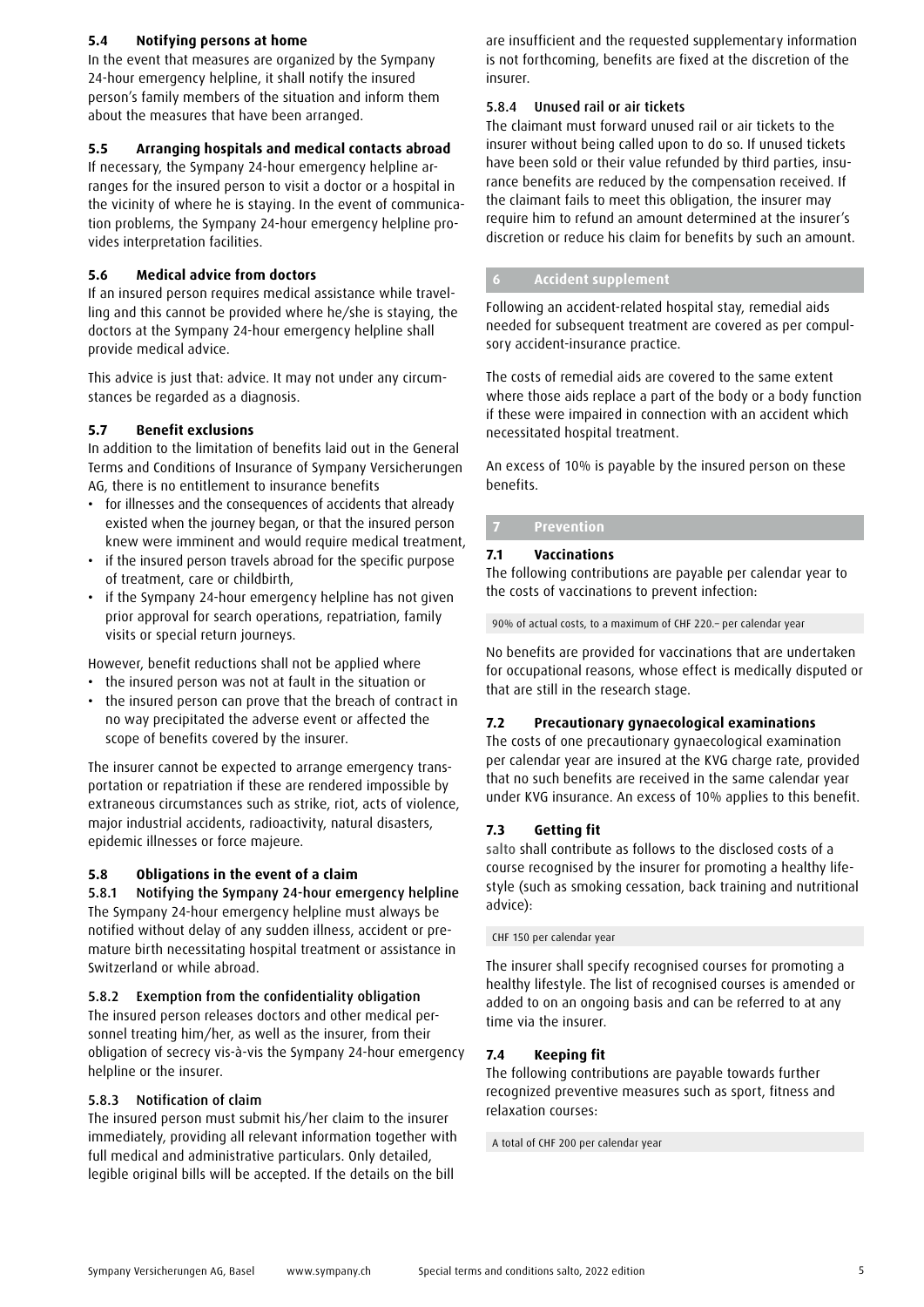### 5.4 Notifying persons at home

In the event that measures are organized by the Sympany 24-hour emergency helpline, it shall notify the insured person's family members of the situation and inform them about the measures that have been arranged.

### 5.5 Arranging hospitals and medical contacts abroad

If necessary, the Sympany 24-hour emergency helpline arranges for the insured person to visit a doctor or a hospital in the vicinity of where he is staying. In the event of communication problems, the Sympany 24-hour emergency helpline provides interpretation facilities.

### 5.6 Medical advice from doctors

If an insured person requires medical assistance while travelling and this cannot be provided where he/she is staying, the doctors at the Sympany 24-hour emergency helpline shall provide medical advice.

This advice is just that: advice. It may not under any circumstances be regarded as a diagnosis.

### 5.7 Benefit exclusions

In addition to the limitation of benefits laid out in the General Terms and Conditions of Insurance of Sympany Versicherungen AG, there is no entitlement to insurance benefits

- for illnesses and the consequences of accidents that already existed when the journey began, or that the insured person knew were imminent and would require medical treatment,
- if the insured person travels abroad for the specific purpose of treatment, care or childbirth,
- if the Sympany 24-hour emergency helpline has not given prior approval for search operations, repatriation, family visits or special return journeys.

However, benefit reductions shall not be applied where

- the insured person was not at fault in the situation or
- the insured person can prove that the breach of contract in no way precipitated the adverse event or affected the scope of benefits covered by the insurer.

The insurer cannot be expected to arrange emergency transportation or repatriation if these are rendered impossible by extraneous circumstances such as strike, riot, acts of violence, major industrial accidents, radioactivity, natural disasters, epidemic illnesses or force majeure.

### 5.8 Obligations in the event of a claim

#### 5.8.1 Notifying the Sympany 24-hour emergency helpline

The Sympany 24-hour emergency helpline must always be notified without delay of any sudden illness, accident or premature birth necessitating hospital treatment or assistance in Switzerland or while abroad.

#### 5.8.2 Exemption from the confidentiality obligation

The insured person releases doctors and other medical personnel treating him/her, as well as the insurer, from their obligation of secrecy vis-à-vis the Sympany 24-hour emergency helpline or the insurer.

#### 5.8.3 Notification of claim

The insured person must submit his/her claim to the insurer immediately, providing all relevant information together with full medical and administrative particulars. Only detailed, legible original bills will be accepted. If the details on the bill are insufficient and the requested supplementary information is not forthcoming, benefits are fixed at the discretion of the insurer.

#### 5.8.4 Unused rail or air tickets

The claimant must forward unused rail or air tickets to the insurer without being called upon to do so. If unused tickets have been sold or their value refunded by third parties, insurance benefits are reduced by the compensation received. If the claimant fails to meet this obligation, the insurer may require him to refund an amount determined at the insurer's discretion or reduce his claim for benefits by such an amount.

## 6 Accident supplement

Following an accident-related hospital stay, remedial aids needed for subsequent treatment are covered as per compulsory accident-insurance practice.

The costs of remedial aids are covered to the same extent where those aids replace a part of the body or a body function if these were impaired in connection with an accident which necessitated hospital treatment.

An excess of 10% is payable by the insured person on these benefits.

## 7 Prevention

### 7.1 Vaccinations

The following contributions are payable per calendar year to the costs of vaccinations to prevent infection:

90% of actual costs, to a maximum of CHF 220.– per calendar year

No benefits are provided for vaccinations that are undertaken for occupational reasons, whose effect is medically disputed or that are still in the research stage.

### 7.2 Precautionary gynaecological examinations

The costs of one precautionary gynaecological examination per calendar year are insured at the KVG charge rate, provided that no such benefits are received in the same calendar year under KVG insurance. An excess of 10% applies to this benefit.

### 7.3 Getting fit

salto shall contribute as follows to the disclosed costs of a course recognised by the insurer for promoting a healthy lifestyle (such as smoking cessation, back training and nutritional advice):

CHF 150 per calendar year

The insurer shall specify recognised courses for promoting a healthy lifestyle. The list of recognised courses is amended or added to on an ongoing basis and can be referred to at any time via the insurer.

### 7.4 Keeping fit

The following contributions are payable towards further recognized preventive measures such as sport, fitness and relaxation courses:

A total of CHF 200 per calendar year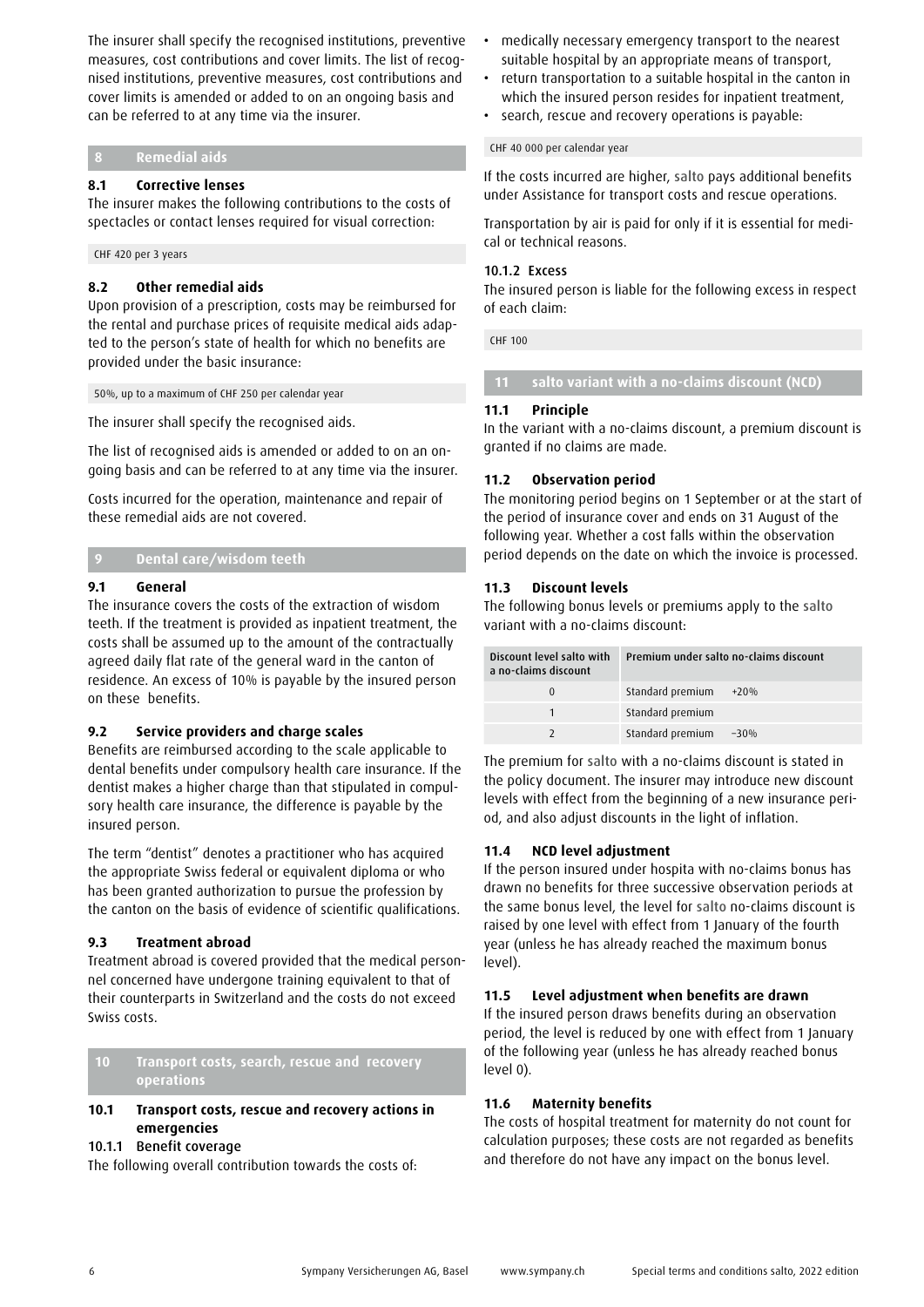The insurer shall specify the recognised institutions, preventive measures, cost contributions and cover limits. The list of recognised institutions, preventive measures, cost contributions and cover limits is amended or added to on an ongoing basis and can be referred to at any time via the insurer.

## 8 Remedial aids

### 8.1 Corrective lenses

The insurer makes the following contributions to the costs of spectacles or contact lenses required for visual correction:

CHF 420 per 3 years

### 8.2 Other remedial aids

Upon provision of a prescription, costs may be reimbursed for the rental and purchase prices of requisite medical aids adapted to the person's state of health for which no benefits are provided under the basic insurance:

50%, up to a maximum of CHF 250 per calendar year

The insurer shall specify the recognised aids.

The list of recognised aids is amended or added to on an ongoing basis and can be referred to at any time via the insurer.

Costs incurred for the operation, maintenance and repair of these remedial aids are not covered.

## 9 Dental care/wisdom teeth

### 9.1 General

The insurance covers the costs of the extraction of wisdom teeth. If the treatment is provided as inpatient treatment, the costs shall be assumed up to the amount of the contractually agreed daily flat rate of the general ward in the canton of residence. An excess of 10% is payable by the insured person on these benefits.

### 9.2 Service providers and charge scales

Benefits are reimbursed according to the scale applicable to dental benefits under compulsory health care insurance. If the dentist makes a higher charge than that stipulated in compulsory health care insurance, the difference is payable by the insured person.

The term "dentist" denotes a practitioner who has acquired the appropriate Swiss federal or equivalent diploma or who has been granted authorization to pursue the profession by the canton on the basis of evidence of scientific qualifications.

### 9.3 Treatment abroad

Treatment abroad is covered provided that the medical personnel concerned have undergone training equivalent to that of their counterparts in Switzerland and the costs do not exceed Swiss costs.

## 10 Transport costs, search, rescue and recovery operations

### 10.1 Transport costs, rescue and recovery actions in emergencies

#### 10.1.1 Benefit coverage

The following overall contribution towards the costs of:

- medically necessary emergency transport to the nearest suitable hospital by an appropriate means of transport,
- return transportation to a suitable hospital in the canton in which the insured person resides for inpatient treatment,
- search, rescue and recovery operations is payable:

CHF 40 000 per calendar year

If the costs incurred are higher, salto pays additional benefits under Assistance for transport costs and rescue operations.

Transportation by air is paid for only if it is essential for medical or technical reasons.

#### 10.1.2 Excess

The insured person is liable for the following excess in respect of each claim:

CHF 100

## 11 salto variant with a no-claims discount (NCD)

### 11.1 Principle

In the variant with a no-claims discount, a premium discount is granted if no claims are made.

### 11.2 Observation period

The monitoring period begins on 1 September or at the start of the period of insurance cover and ends on 31 August of the following year. Whether a cost falls within the observation period depends on the date on which the invoice is processed.

### 11.3 Discount levels

The following bonus levels or premiums apply to the salto variant with a no-claims discount:

| Discount level salto with a no-claims discount | Premium under salto no-claims discount | |
|---|---|---|
| 0 | Standard premium | +20% |
| 1 | Standard premium | |
| 2 | Standard premium | –30% |

The premium for salto with a no-claims discount is stated in the policy document. The insurer may introduce new discount levels with effect from the beginning of a new insurance period, and also adjust discounts in the light of inflation.

### 11.4 NCD level adjustment

If the person insured under hospita with no-claims bonus has drawn no benefits for three successive observation periods at the same bonus level, the level for salto no-claims discount is raised by one level with effect from 1 January of the fourth year (unless he has already reached the maximum bonus level).

### 11.5 Level adjustment when benefits are drawn

If the insured person draws benefits during an observation period, the level is reduced by one with effect from 1 January of the following year (unless he has already reached bonus level 0).

### 11.6 Maternity benefits

The costs of hospital treatment for maternity do not count for calculation purposes; these costs are not regarded as benefits and therefore do not have any impact on the bonus level.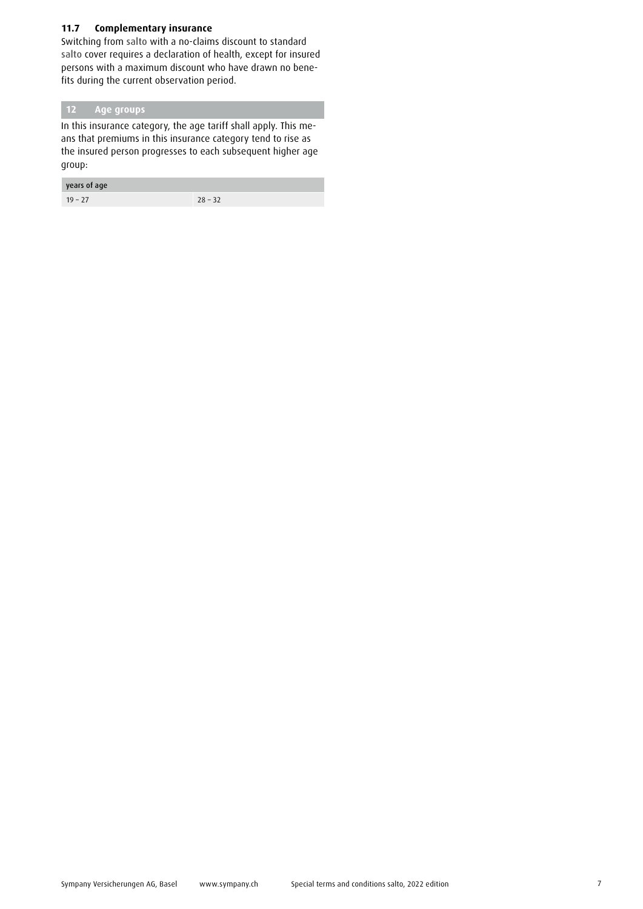### 11.7 Complementary insurance

Switching from salto with a no-claims discount to standard salto cover requires a declaration of health, except for insured persons with a maximum discount who have drawn no benefits during the current observation period.

## 12 Age groups

In this insurance category, the age tariff shall apply. This means that premiums in this insurance category tend to rise as the insured person progresses to each subsequent higher age group:

| years of age | |
|---|---|
| 19 – 27 | 28 – 32 |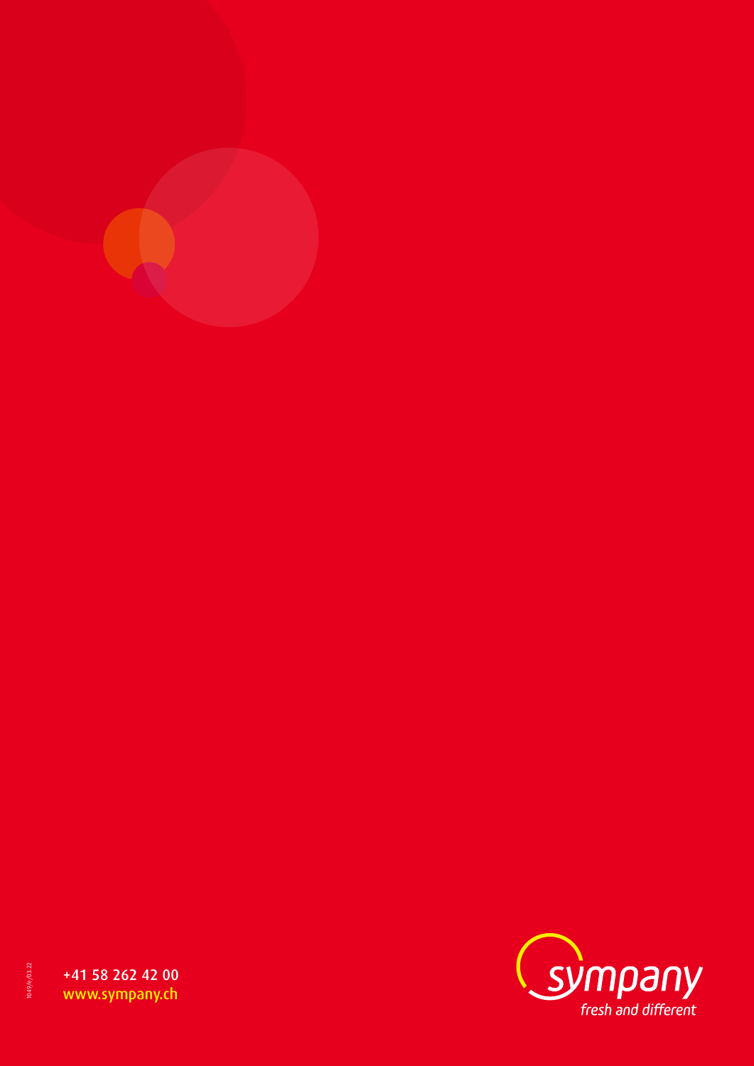+41 58 262 42 00
www.sympany.ch

sympany
fresh and different

1049/e/03.22